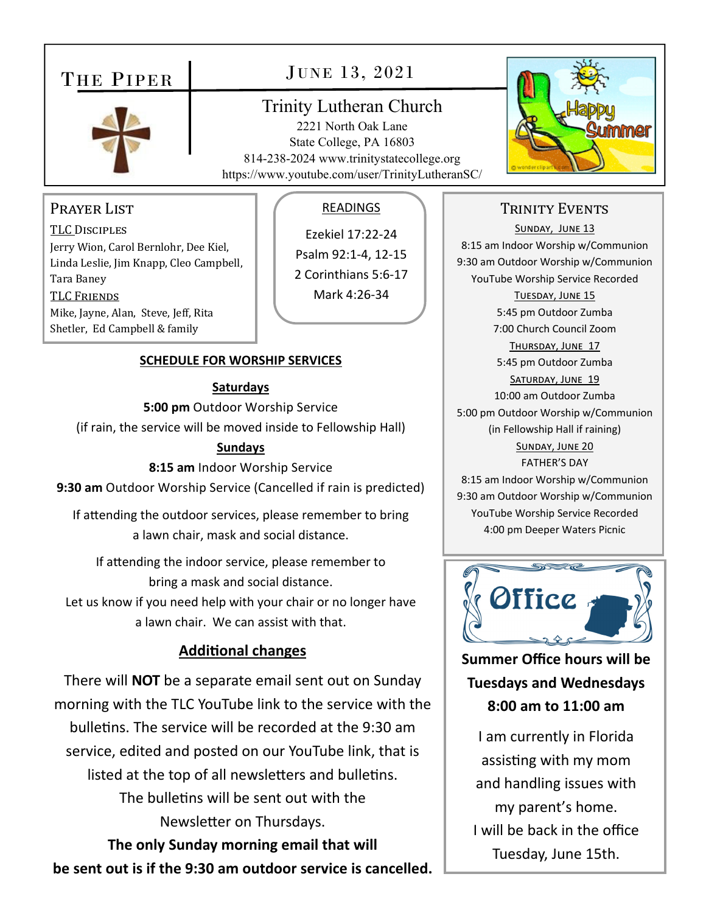# The Piper

## June 13, 2021

**Trinity Lutheran Church**
2221 North Oak Lane
State College, PA 16803
814-238-2024 www.trinitystatecollege.org
https://www.youtube.com/user/TrinityLutheranSC/

## Prayer List

TLC Disciples
Jerry Wion, Carol Bernlohr, Dee Kiel, Linda Leslie, Jim Knapp, Cleo Campbell, Tara Baney

TLC Friends
Mike, Jayne, Alan, Steve, Jeff, Rita Shetler, Ed Campbell & family

## Readings

Ezekiel 17:22-24
Psalm 92:1-4, 12-15
2 Corinthians 5:6-17
Mark 4:26-34

## SCHEDULE FOR WORSHIP SERVICES

**Saturdays**

**5:00 pm** Outdoor Worship Service
(if rain, the service will be moved inside to Fellowship Hall)

**Sundays**

**8:15 am** Indoor Worship Service
**9:30 am** Outdoor Worship Service (Cancelled if rain is predicted)

If attending the outdoor services, please remember to bring a lawn chair, mask and social distance.

If attending the indoor service, please remember to bring a mask and social distance.
Let us know if you need help with your chair or no longer have a lawn chair. We can assist with that.

## Additional changes

There will **NOT** be a separate email sent out on Sunday morning with the TLC YouTube link to the service with the bulletins. The service will be recorded at the 9:30 am service, edited and posted on our YouTube link, that is listed at the top of all newsletters and bulletins.
The bulletins will be sent out with the Newsletter on Thursdays.
**The only Sunday morning email that will be sent out is if the 9:30 am outdoor service is cancelled.**

## Trinity Events

Sunday, June 13
8:15 am Indoor Worship w/Communion
9:30 am Outdoor Worship w/Communion
YouTube Worship Service Recorded

Tuesday, June 15
5:45 pm Outdoor Zumba
7:00 Church Council Zoom

Thursday, June 17
5:45 pm Outdoor Zumba

Saturday, June 19
10:00 am Outdoor Zumba
5:00 pm Outdoor Worship w/Communion
(in Fellowship Hall if raining)

Sunday, June 20
FATHER'S DAY
8:15 am Indoor Worship w/Communion
9:30 am Outdoor Worship w/Communion
YouTube Worship Service Recorded
4:00 pm Deeper Waters Picnic

## Office

**Summer Office hours will be Tuesdays and Wednesdays 8:00 am to 11:00 am**

I am currently in Florida assisting with my mom and handling issues with my parent's home.
I will be back in the office Tuesday, June 15th.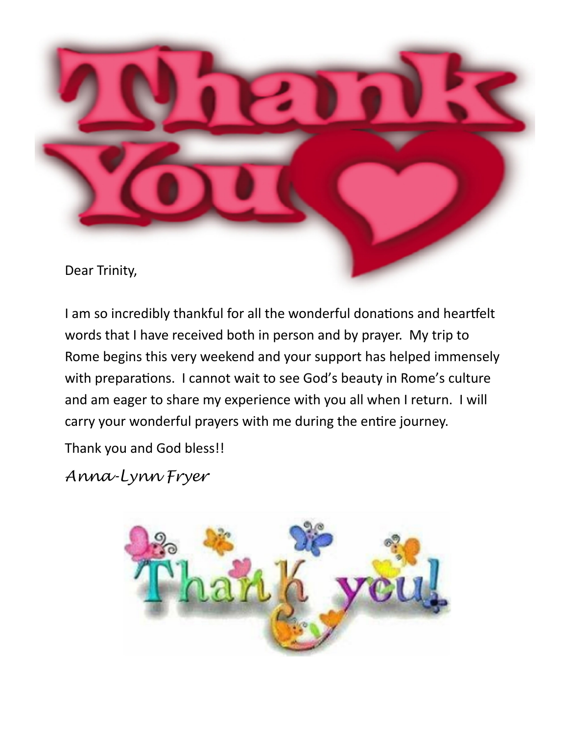# Thank You

Dear Trinity,

I am so incredibly thankful for all the wonderful donations and heartfelt words that I have received both in person and by prayer. My trip to Rome begins this very weekend and your support has helped immensely with preparations. I cannot wait to see God's beauty in Rome's culture and am eager to share my experience with you all when I return. I will carry your wonderful prayers with me during the entire journey.

Thank you and God bless!!

*Anna-Lynn Fryer*

Thank you!